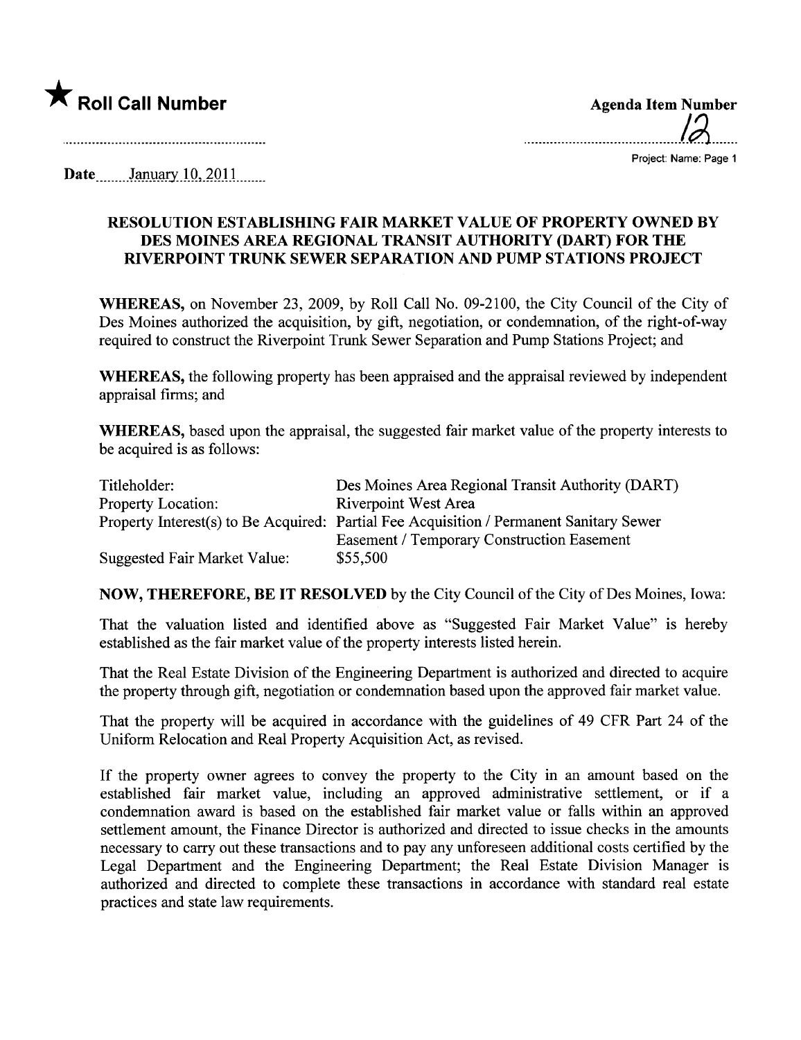★ **Roll Call Number**

**Agenda Item Number**

12

Project: Name: Page 1

**Date** January 10, 2011

## RESOLUTION ESTABLISHING FAIR MARKET VALUE OF PROPERTY OWNED BY DES MOINES AREA REGIONAL TRANSIT AUTHORITY (DART) FOR THE RIVERPOINT TRUNK SEWER SEPARATION AND PUMP STATIONS PROJECT

**WHEREAS,** on November 23, 2009, by Roll Call No. 09-2100, the City Council of the City of Des Moines authorized the acquisition, by gift, negotiation, or condemnation, of the right-of-way required to construct the Riverpoint Trunk Sewer Separation and Pump Stations Project; and

**WHEREAS,** the following property has been appraised and the appraisal reviewed by independent appraisal firms; and

**WHEREAS,** based upon the appraisal, the suggested fair market value of the property interests to be acquired is as follows:

| | |
|---|---|
| Titleholder: | Des Moines Area Regional Transit Authority (DART) |
| Property Location: | Riverpoint West Area |
| Property Interest(s) to Be Acquired: | Partial Fee Acquisition / Permanent Sanitary Sewer Easement / Temporary Construction Easement |
| Suggested Fair Market Value: | $55,500 |

**NOW, THEREFORE, BE IT RESOLVED** by the City Council of the City of Des Moines, Iowa:

That the valuation listed and identified above as "Suggested Fair Market Value" is hereby established as the fair market value of the property interests listed herein.

That the Real Estate Division of the Engineering Department is authorized and directed to acquire the property through gift, negotiation or condemnation based upon the approved fair market value.

That the property will be acquired in accordance with the guidelines of 49 CFR Part 24 of the Uniform Relocation and Real Property Acquisition Act, as revised.

If the property owner agrees to convey the property to the City in an amount based on the established fair market value, including an approved administrative settlement, or if a condemnation award is based on the established fair market value or falls within an approved settlement amount, the Finance Director is authorized and directed to issue checks in the amounts necessary to carry out these transactions and to pay any unforeseen additional costs certified by the Legal Department and the Engineering Department; the Real Estate Division Manager is authorized and directed to complete these transactions in accordance with standard real estate practices and state law requirements.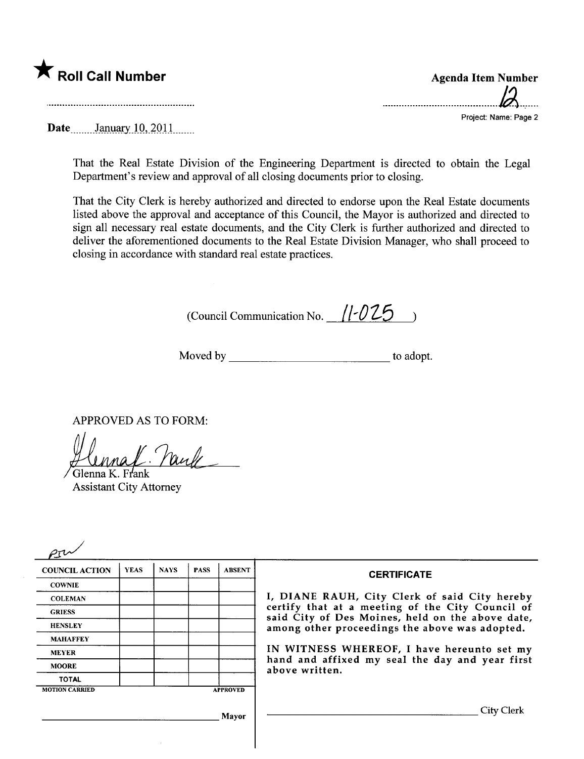★ **Roll Call Number**

**Agenda Item Number**

12

Project: Name: Page 2

**Date** January 10, 2011

That the Real Estate Division of the Engineering Department is directed to obtain the Legal Department's review and approval of all closing documents prior to closing.

That the City Clerk is hereby authorized and directed to endorse upon the Real Estate documents listed above the approval and acceptance of this Council, the Mayor is authorized and directed to sign all necessary real estate documents, and the City Clerk is further authorized and directed to deliver the aforementioned documents to the Real Estate Division Manager, who shall proceed to closing in accordance with standard real estate practices.

(Council Communication No. 11-025 )

Moved by ______________________ to adopt.

APPROVED AS TO FORM:

Glenna K. Frank
Assistant City Attorney

| COUNCIL ACTION | YEAS | NAYS | PASS | ABSENT |
|---|---|---|---|---|
| COWNIE | | | | |
| COLEMAN | | | | |
| GRIESS | | | | |
| HENSLEY | | | | |
| MAHAFFEY | | | | |
| MEYER | | | | |
| MOORE | | | | |
| TOTAL | | | | |

MOTION CARRIED APPROVED

______________________ Mayor

**CERTIFICATE**

I, DIANE RAUH, City Clerk of said City hereby certify that at a meeting of the City Council of said City of Des Moines, held on the above date, among other proceedings the above was adopted.

IN WITNESS WHEREOF, I have hereunto set my hand and affixed my seal the day and year first above written.

______________________ City Clerk